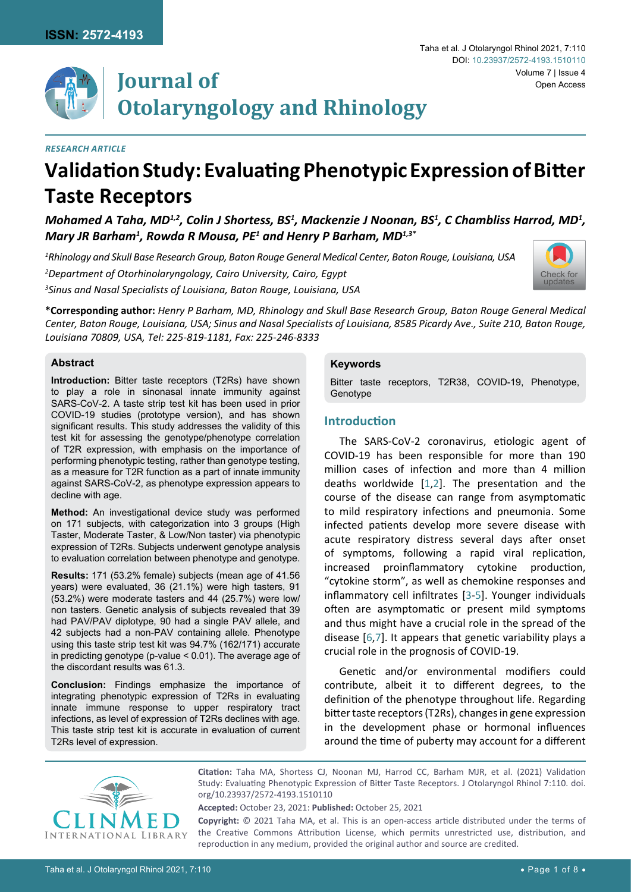RESEARCH ARTICLE

# Validation Study: Evaluating Phenotypic Expression of Bitter Taste Receptors

*Mohamed A Taha, MD[1,2], Colin J Shortess, BS[1], Mackenzie J Noonan, BS[1], C Chambliss Harrod, MD[1], Mary JR Barham[1], Rowda R Mousa, PE[1] and Henry P Barham, MD[1,3]**

*[1]Rhinology and Skull Base Research Group, Baton Rouge General Medical Center, Baton Rouge, Louisiana, USA*

*[2]Department of Otorhinolaryngology, Cairo University, Cairo, Egypt*

*[3]Sinus and Nasal Specialists of Louisiana, Baton Rouge, Louisiana, USA*

**\*Corresponding author:** *Henry P Barham, MD, Rhinology and Skull Base Research Group, Baton Rouge General Medical Center, Baton Rouge, Louisiana, USA; Sinus and Nasal Specialists of Louisiana, 8585 Picardy Ave., Suite 210, Baton Rouge, Louisiana 70809, USA, Tel: 225-819-1181, Fax: 225-246-8333*

## Abstract

**Introduction:** Bitter taste receptors (T2Rs) have shown to play a role in sinonasal innate immunity against SARS-CoV-2. A taste strip test kit has been used in prior COVID-19 studies (prototype version), and has shown significant results. This study addresses the validity of this test kit for assessing the genotype/phenotype correlation of T2R expression, with emphasis on the importance of performing phenotypic testing, rather than genotype testing, as a measure for T2R function as a part of innate immunity against SARS-CoV-2, as phenotype expression appears to decline with age.

**Method:** An investigational device study was performed on 171 subjects, with categorization into 3 groups (High Taster, Moderate Taster, & Low/Non taster) via phenotypic expression of T2Rs. Subjects underwent genotype analysis to evaluation correlation between phenotype and genotype.

**Results:** 171 (53.2% female) subjects (mean age of 41.56 years) were evaluated, 36 (21.1%) were high tasters, 91 (53.2%) were moderate tasters and 44 (25.7%) were low/non tasters. Genetic analysis of subjects revealed that 39 had PAV/PAV diplotype, 90 had a single PAV allele, and 42 subjects had a non-PAV containing allele. Phenotype using this taste strip test kit was 94.7% (162/171) accurate in predicting genotype (p-value < 0.01). The average age of the discordant results was 61.3.

**Conclusion:** Findings emphasize the importance of integrating phenotypic expression of T2Rs in evaluating innate immune response to upper respiratory tract infections, as level of expression of T2Rs declines with age. This taste strip test kit is accurate in evaluation of current T2Rs level of expression.

## Keywords

Bitter taste receptors, T2R38, COVID-19, Phenotype, Genotype

## Introduction

The SARS-CoV-2 coronavirus, etiologic agent of COVID-19 has been responsible for more than 190 million cases of infection and more than 4 million deaths worldwide [1,2]. The presentation and the course of the disease can range from asymptomatic to mild respiratory infections and pneumonia. Some infected patients develop more severe disease with acute respiratory distress several days after onset of symptoms, following a rapid viral replication, increased proinflammatory cytokine production, "cytokine storm", as well as chemokine responses and inflammatory cell infiltrates [3-5]. Younger individuals often are asymptomatic or present mild symptoms and thus might have a crucial role in the spread of the disease [6,7]. It appears that genetic variability plays a crucial role in the prognosis of COVID-19.

Genetic and/or environmental modifiers could contribute, albeit it to different degrees, to the definition of the phenotype throughout life. Regarding bitter taste receptors (T2Rs), changes in gene expression in the development phase or hormonal influences around the time of puberty may account for a different

**Citation:** Taha MA, Shortess CJ, Noonan MJ, Harrod CC, Barham MJR, et al. (2021) Validation Study: Evaluating Phenotypic Expression of Bitter Taste Receptors. J Otolaryngol Rhinol 7:110. doi.org/10.23937/2572-4193.1510110

**Accepted:** October 23, 2021: **Published:** October 25, 2021

**Copyright:** © 2021 Taha MA, et al. This is an open-access article distributed under the terms of the Creative Commons Attribution License, which permits unrestricted use, distribution, and reproduction in any medium, provided the original author and source are credited.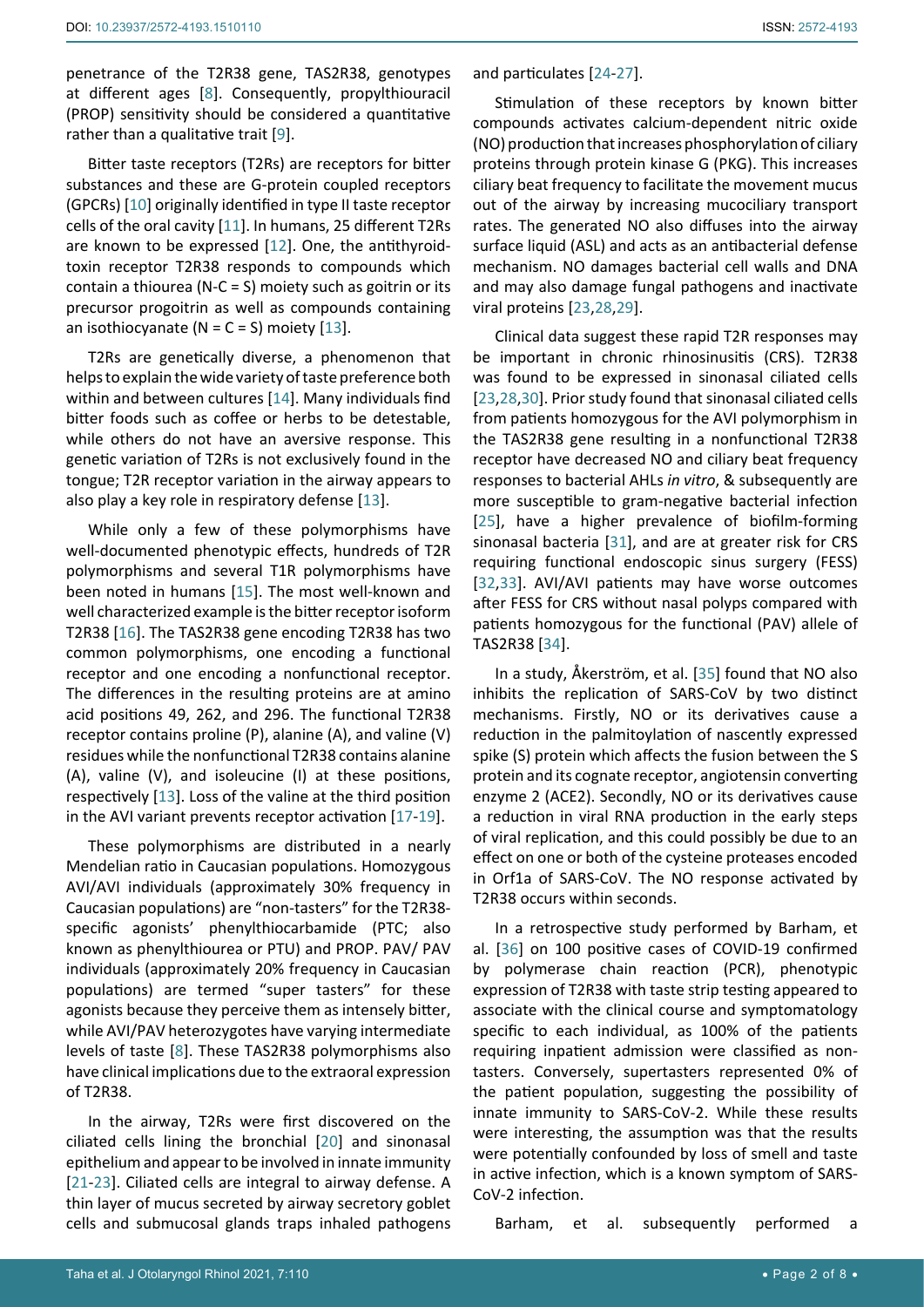penetrance of the T2R38 gene, TAS2R38, genotypes at different ages [8]. Consequently, propylthiouracil (PROP) sensitivity should be considered a quantitative rather than a qualitative trait [9].

Bitter taste receptors (T2Rs) are receptors for bitter substances and these are G-protein coupled receptors (GPCRs) [10] originally identified in type II taste receptor cells of the oral cavity [11]. In humans, 25 different T2Rs are known to be expressed [12]. One, the antithyroid-toxin receptor T2R38 responds to compounds which contain a thiourea (N-C = S) moiety such as goitrin or its precursor progoitrin as well as compounds containing an isothiocyanate (N = C = S) moiety [13].

T2Rs are genetically diverse, a phenomenon that helps to explain the wide variety of taste preference both within and between cultures [14]. Many individuals find bitter foods such as coffee or herbs to be detestable, while others do not have an aversive response. This genetic variation of T2Rs is not exclusively found in the tongue; T2R receptor variation in the airway appears to also play a key role in respiratory defense [13].

While only a few of these polymorphisms have well-documented phenotypic effects, hundreds of T2R polymorphisms and several T1R polymorphisms have been noted in humans [15]. The most well-known and well characterized example is the bitter receptor isoform T2R38 [16]. The TAS2R38 gene encoding T2R38 has two common polymorphisms, one encoding a functional receptor and one encoding a nonfunctional receptor. The differences in the resulting proteins are at amino acid positions 49, 262, and 296. The functional T2R38 receptor contains proline (P), alanine (A), and valine (V) residues while the nonfunctional T2R38 contains alanine (A), valine (V), and isoleucine (I) at these positions, respectively [13]. Loss of the valine at the third position in the AVI variant prevents receptor activation [17-19].

These polymorphisms are distributed in a nearly Mendelian ratio in Caucasian populations. Homozygous AVI/AVI individuals (approximately 30% frequency in Caucasian populations) are "non-tasters" for the T2R38-specific agonists' phenylthiocarbamide (PTC; also known as phenylthiourea or PTU) and PROP. PAV/ PAV individuals (approximately 20% frequency in Caucasian populations) are termed "super tasters" for these agonists because they perceive them as intensely bitter, while AVI/PAV heterozygotes have varying intermediate levels of taste [8]. These TAS2R38 polymorphisms also have clinical implications due to the extraoral expression of T2R38.

In the airway, T2Rs were first discovered on the ciliated cells lining the bronchial [20] and sinonasal epithelium and appear to be involved in innate immunity [21-23]. Ciliated cells are integral to airway defense. A thin layer of mucus secreted by airway secretory goblet cells and submucosal glands traps inhaled pathogens and particulates [24-27].

Stimulation of these receptors by known bitter compounds activates calcium-dependent nitric oxide (NO) production that increases phosphorylation of ciliary proteins through protein kinase G (PKG). This increases ciliary beat frequency to facilitate the movement mucus out of the airway by increasing mucociliary transport rates. The generated NO also diffuses into the airway surface liquid (ASL) and acts as an antibacterial defense mechanism. NO damages bacterial cell walls and DNA and may also damage fungal pathogens and inactivate viral proteins [23,28,29].

Clinical data suggest these rapid T2R responses may be important in chronic rhinosinusitis (CRS). T2R38 was found to be expressed in sinonasal ciliated cells [23,28,30]. Prior study found that sinonasal ciliated cells from patients homozygous for the AVI polymorphism in the TAS2R38 gene resulting in a nonfunctional T2R38 receptor have decreased NO and ciliary beat frequency responses to bacterial AHLs *in vitro*, & subsequently are more susceptible to gram-negative bacterial infection [25], have a higher prevalence of biofilm-forming sinonasal bacteria [31], and are at greater risk for CRS requiring functional endoscopic sinus surgery (FESS) [32,33]. AVI/AVI patients may have worse outcomes after FESS for CRS without nasal polyps compared with patients homozygous for the functional (PAV) allele of TAS2R38 [34].

In a study, Åkerström, et al. [35] found that NO also inhibits the replication of SARS-CoV by two distinct mechanisms. Firstly, NO or its derivatives cause a reduction in the palmitoylation of nascently expressed spike (S) protein which affects the fusion between the S protein and its cognate receptor, angiotensin converting enzyme 2 (ACE2). Secondly, NO or its derivatives cause a reduction in viral RNA production in the early steps of viral replication, and this could possibly be due to an effect on one or both of the cysteine proteases encoded in Orf1a of SARS-CoV. The NO response activated by T2R38 occurs within seconds.

In a retrospective study performed by Barham, et al. [36] on 100 positive cases of COVID-19 confirmed by polymerase chain reaction (PCR), phenotypic expression of T2R38 with taste strip testing appeared to associate with the clinical course and symptomatology specific to each individual, as 100% of the patients requiring inpatient admission were classified as non-tasters. Conversely, supertasters represented 0% of the patient population, suggesting the possibility of innate immunity to SARS-CoV-2. While these results were interesting, the assumption was that the results were potentially confounded by loss of smell and taste in active infection, which is a known symptom of SARS-CoV-2 infection.

Barham, et al. subsequently performed a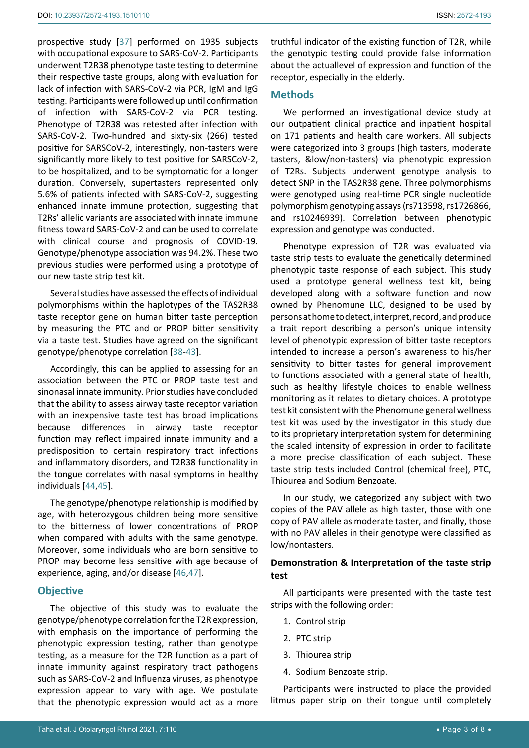prospective study [37] performed on 1935 subjects with occupational exposure to SARS-CoV-2. Participants underwent T2R38 phenotype taste testing to determine their respective taste groups, along with evaluation for lack of infection with SARS-CoV-2 via PCR, IgM and IgG testing. Participants were followed up until confirmation of infection with SARS-CoV-2 via PCR testing. Phenotype of T2R38 was retested after infection with SARS-CoV-2. Two-hundred and sixty-six (266) tested positive for SARSCoV-2, interestingly, non-tasters were significantly more likely to test positive for SARSCoV-2, to be hospitalized, and to be symptomatic for a longer duration. Conversely, supertasters represented only 5.6% of patients infected with SARS-CoV-2, suggesting enhanced innate immune protection, suggesting that T2Rs' allelic variants are associated with innate immune fitness toward SARS-CoV-2 and can be used to correlate with clinical course and prognosis of COVID-19. Genotype/phenotype association was 94.2%. These two previous studies were performed using a prototype of our new taste strip test kit.

Several studies have assessed the effects of individual polymorphisms within the haplotypes of the TAS2R38 taste receptor gene on human bitter taste perception by measuring the PTC and or PROP bitter sensitivity via a taste test. Studies have agreed on the significant genotype/phenotype correlation [38-43].

Accordingly, this can be applied to assessing for an association between the PTC or PROP taste test and sinonasal innate immunity. Prior studies have concluded that the ability to assess airway taste receptor variation with an inexpensive taste test has broad implications because differences in airway taste receptor function may reflect impaired innate immunity and a predisposition to certain respiratory tract infections and inflammatory disorders, and T2R38 functionality in the tongue correlates with nasal symptoms in healthy individuals [44,45].

The genotype/phenotype relationship is modified by age, with heterozygous children being more sensitive to the bitterness of lower concentrations of PROP when compared with adults with the same genotype. Moreover, some individuals who are born sensitive to PROP may become less sensitive with age because of experience, aging, and/or disease [46,47].

## Objective

The objective of this study was to evaluate the genotype/phenotype correlation for the T2R expression, with emphasis on the importance of performing the phenotypic expression testing, rather than genotype testing, as a measure for the T2R function as a part of innate immunity against respiratory tract pathogens such as SARS-CoV-2 and Influenza viruses, as phenotype expression appear to vary with age. We postulate that the phenotypic expression would act as a more truthful indicator of the existing function of T2R, while the genotypic testing could provide false information about the actuallevel of expression and function of the receptor, especially in the elderly.

## Methods

We performed an investigational device study at our outpatient clinical practice and inpatient hospital on 171 patients and health care workers. All subjects were categorized into 3 groups (high tasters, moderate tasters, &low/non-tasters) via phenotypic expression of T2Rs. Subjects underwent genotype analysis to detect SNP in the TAS2R38 gene. Three polymorphisms were genotyped using real-time PCR single nucleotide polymorphism genotyping assays (rs713598, rs1726866, and rs10246939). Correlation between phenotypic expression and genotype was conducted.

Phenotype expression of T2R was evaluated via taste strip tests to evaluate the genetically determined phenotypic taste response of each subject. This study used a prototype general wellness test kit, being developed along with a software function and now owned by Phenomune LLC, designed to be used by persons at home to detect, interpret, record, and produce a trait report describing a person's unique intensity level of phenotypic expression of bitter taste receptors intended to increase a person's awareness to his/her sensitivity to bitter tastes for general improvement to functions associated with a general state of health, such as healthy lifestyle choices to enable wellness monitoring as it relates to dietary choices. A prototype test kit consistent with the Phenomune general wellness test kit was used by the investigator in this study due to its proprietary interpretation system for determining the scaled intensity of expression in order to facilitate a more precise classification of each subject. These taste strip tests included Control (chemical free), PTC, Thiourea and Sodium Benzoate.

In our study, we categorized any subject with two copies of the PAV allele as high taster, those with one copy of PAV allele as moderate taster, and finally, those with no PAV alleles in their genotype were classified as low/nontasters.

### Demonstration & Interpretation of the taste strip test

All participants were presented with the taste test strips with the following order:

1. Control strip
2. PTC strip
3. Thiourea strip
4. Sodium Benzoate strip.

Participants were instructed to place the provided litmus paper strip on their tongue until completely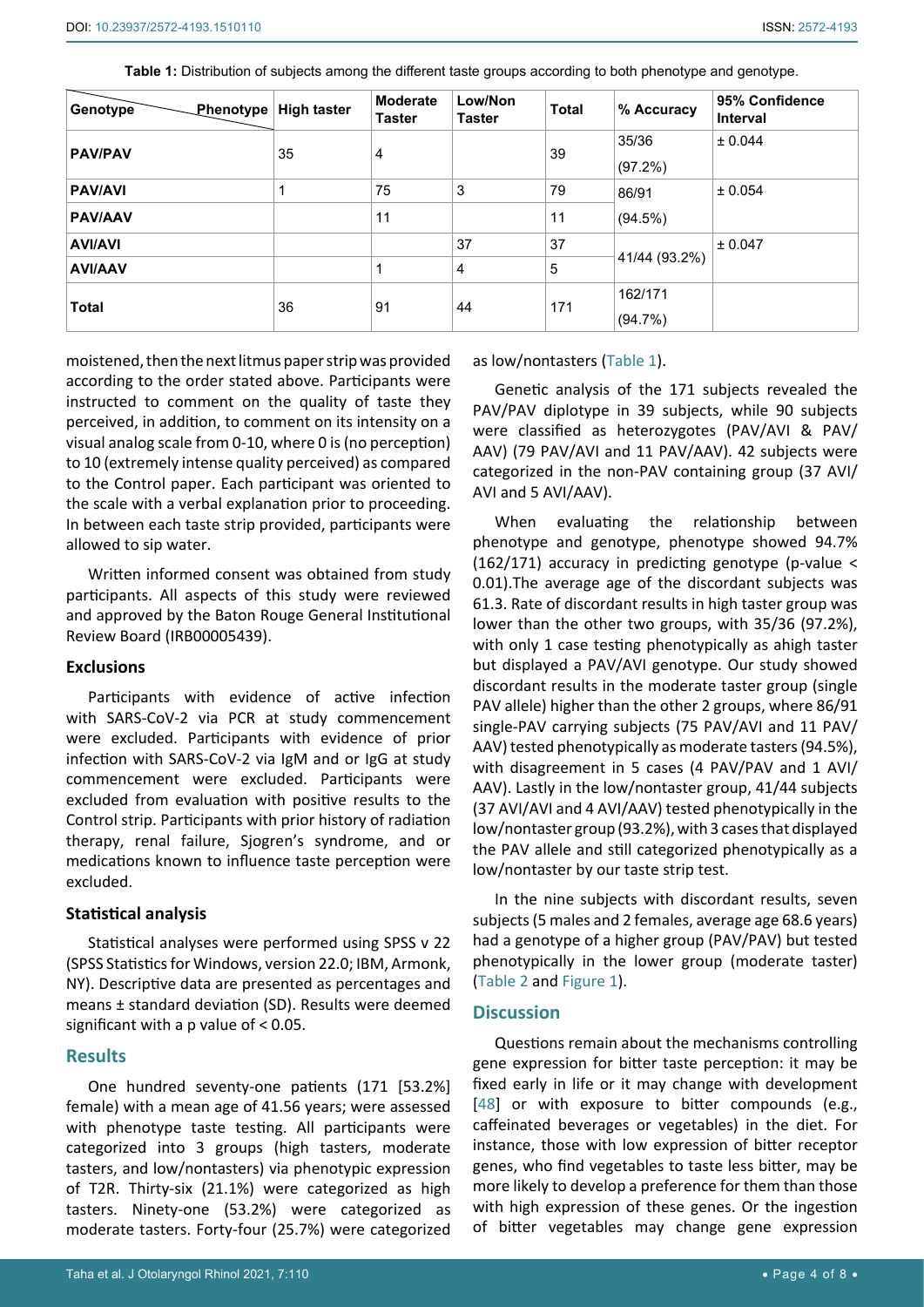**Table 1:** Distribution of subjects among the different taste groups according to both phenotype and genotype.

| Genotype / Phenotype | High taster | Moderate Taster | Low/Non Taster | Total | % Accuracy | 95% Confidence Interval |
|---|---|---|---|---|---|---|
| PAV/PAV | 35 | 4 | | 39 | 35/36 (97.2%) | ± 0.044 |
| PAV/AVI | 1 | 75 | 3 | 79 | 86/91 (94.5%) | ± 0.054 |
| PAV/AAV | | 11 | | 11 | | |
| AVI/AVI | | | 37 | 37 | 41/44 (93.2%) | ± 0.047 |
| AVI/AAV | | 1 | 4 | 5 | | |
| Total | 36 | 91 | 44 | 171 | 162/171 (94.7%) | |

moistened, then the next litmus paper strip was provided according to the order stated above. Participants were instructed to comment on the quality of taste they perceived, in addition, to comment on its intensity on a visual analog scale from 0-10, where 0 is (no perception) to 10 (extremely intense quality perceived) as compared to the Control paper. Each participant was oriented to the scale with a verbal explanation prior to proceeding. In between each taste strip provided, participants were allowed to sip water.

Written informed consent was obtained from study participants. All aspects of this study were reviewed and approved by the Baton Rouge General Institutional Review Board (IRB00005439).

### Exclusions

Participants with evidence of active infection with SARS-CoV-2 via PCR at study commencement were excluded. Participants with evidence of prior infection with SARS-CoV-2 via IgM and or IgG at study commencement were excluded. Participants were excluded from evaluation with positive results to the Control strip. Participants with prior history of radiation therapy, renal failure, Sjogren's syndrome, and or medications known to influence taste perception were excluded.

### Statistical analysis

Statistical analyses were performed using SPSS v 22 (SPSS Statistics for Windows, version 22.0; IBM, Armonk, NY). Descriptive data are presented as percentages and means ± standard deviation (SD). Results were deemed significant with a p value of < 0.05.

## Results

One hundred seventy-one patients (171 [53.2%] female) with a mean age of 41.56 years; were assessed with phenotype taste testing. All participants were categorized into 3 groups (high tasters, moderate tasters, and low/nontasters) via phenotypic expression of T2R. Thirty-six (21.1%) were categorized as high tasters. Ninety-one (53.2%) were categorized as moderate tasters. Forty-four (25.7%) were categorized as low/nontasters (Table 1).

Genetic analysis of the 171 subjects revealed the PAV/PAV diplotype in 39 subjects, while 90 subjects were classified as heterozygotes (PAV/AVI & PAV/AAV) (79 PAV/AVI and 11 PAV/AAV). 42 subjects were categorized in the non-PAV containing group (37 AVI/AVI and 5 AVI/AAV).

When evaluating the relationship between phenotype and genotype, phenotype showed 94.7% (162/171) accuracy in predicting genotype (p-value < 0.01).The average age of the discordant subjects was 61.3. Rate of discordant results in high taster group was lower than the other two groups, with 35/36 (97.2%), with only 1 case testing phenotypically as ahigh taster but displayed a PAV/AVI genotype. Our study showed discordant results in the moderate taster group (single PAV allele) higher than the other 2 groups, where 86/91 single-PAV carrying subjects (75 PAV/AVI and 11 PAV/AAV) tested phenotypically as moderate tasters (94.5%), with disagreement in 5 cases (4 PAV/PAV and 1 AVI/AAV). Lastly in the low/nontaster group, 41/44 subjects (37 AVI/AVI and 4 AVI/AAV) tested phenotypically in the low/nontaster group (93.2%), with 3 cases that displayed the PAV allele and still categorized phenotypically as a low/nontaster by our taste strip test.

In the nine subjects with discordant results, seven subjects (5 males and 2 females, average age 68.6 years) had a genotype of a higher group (PAV/PAV) but tested phenotypically in the lower group (moderate taster) (Table 2 and Figure 1).

## Discussion

Questions remain about the mechanisms controlling gene expression for bitter taste perception: it may be fixed early in life or it may change with development [48] or with exposure to bitter compounds (e.g., caffeinated beverages or vegetables) in the diet. For instance, those with low expression of bitter receptor genes, who find vegetables to taste less bitter, may be more likely to develop a preference for them than those with high expression of these genes. Or the ingestion of bitter vegetables may change gene expression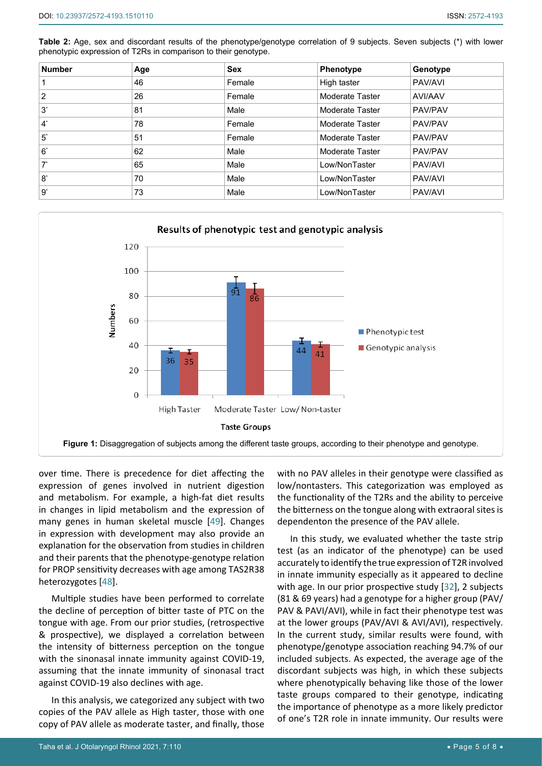**Table 2:** Age, sex and discordant results of the phenotype/genotype correlation of 9 subjects. Seven subjects (*) with lower phenotypic expression of T2Rs in comparison to their genotype.

| Number | Age | Sex | Phenotype | Genotype |
|---|---|---|---|---|
| 1 | 46 | Female | High taster | PAV/AVI |
| 2 | 26 | Female | Moderate Taster | AVI/AAV |
| 3* | 81 | Male | Moderate Taster | PAV/PAV |
| 4* | 78 | Female | Moderate Taster | PAV/PAV |
| 5* | 51 | Female | Moderate Taster | PAV/PAV |
| 6* | 62 | Male | Moderate Taster | PAV/PAV |
| 7* | 65 | Male | Low/NonTaster | PAV/AVI |
| 8* | 70 | Male | Low/NonTaster | PAV/AVI |
| 9* | 73 | Male | Low/NonTaster | PAV/AVI |

**Figure 1:** Disaggregation of subjects among the different taste groups, according to their phenotype and genotype.

over time. There is precedence for diet affecting the expression of genes involved in nutrient digestion and metabolism. For example, a high-fat diet results in changes in lipid metabolism and the expression of many genes in human skeletal muscle [49]. Changes in expression with development may also provide an explanation for the observation from studies in children and their parents that the phenotype-genotype relation for PROP sensitivity decreases with age among TAS2R38 heterozygotes [48].

Multiple studies have been performed to correlate the decline of perception of bitter taste of PTC on the tongue with age. From our prior studies, (retrospective & prospective), we displayed a correlation between the intensity of bitterness perception on the tongue with the sinonasal innate immunity against COVID-19, assuming that the innate immunity of sinonasal tract against COVID-19 also declines with age.

In this analysis, we categorized any subject with two copies of the PAV allele as High taster, those with one copy of PAV allele as moderate taster, and finally, those with no PAV alleles in their genotype were classified as low/nontasters. This categorization was employed as the functionality of the T2Rs and the ability to perceive the bitterness on the tongue along with extraoral sites is dependenton the presence of the PAV allele.

In this study, we evaluated whether the taste strip test (as an indicator of the phenotype) can be used accurately to identify the true expression of T2R involved in innate immunity especially as it appeared to decline with age. In our prior prospective study [32], 2 subjects (81 & 69 years) had a genotype for a higher group (PAV/PAV & PAVI/AVI), while in fact their phenotype test was at the lower groups (PAV/AVI & AVI/AVI), respectively. In the current study, similar results were found, with phenotype/genotype association reaching 94.7% of our included subjects. As expected, the average age of the discordant subjects was high, in which these subjects where phenotypically behaving like those of the lower taste groups compared to their genotype, indicating the importance of phenotype as a more likely predictor of one's T2R role in innate immunity. Our results were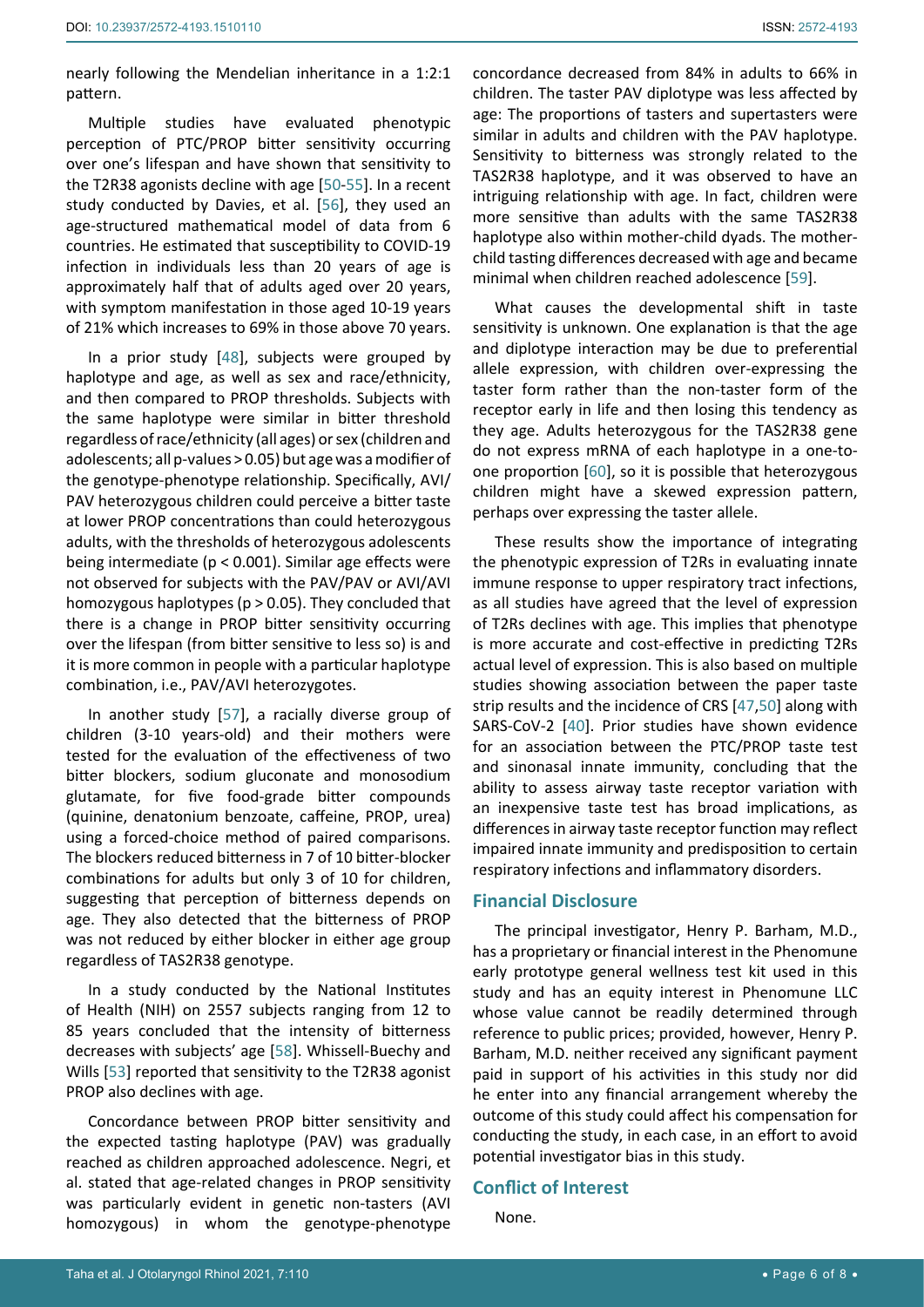nearly following the Mendelian inheritance in a 1:2:1 pattern.

Multiple studies have evaluated phenotypic perception of PTC/PROP bitter sensitivity occurring over one's lifespan and have shown that sensitivity to the T2R38 agonists decline with age [50-55]. In a recent study conducted by Davies, et al. [56], they used an age-structured mathematical model of data from 6 countries. He estimated that susceptibility to COVID-19 infection in individuals less than 20 years of age is approximately half that of adults aged over 20 years, with symptom manifestation in those aged 10-19 years of 21% which increases to 69% in those above 70 years.

In a prior study [48], subjects were grouped by haplotype and age, as well as sex and race/ethnicity, and then compared to PROP thresholds. Subjects with the same haplotype were similar in bitter threshold regardless of race/ethnicity (all ages) or sex (children and adolescents; all p-values > 0.05) but age was a modifier of the genotype-phenotype relationship. Specifically, AVI/PAV heterozygous children could perceive a bitter taste at lower PROP concentrations than could heterozygous adults, with the thresholds of heterozygous adolescents being intermediate ($p < 0.001$). Similar age effects were not observed for subjects with the PAV/PAV or AVI/AVI homozygous haplotypes ($p > 0.05$). They concluded that there is a change in PROP bitter sensitivity occurring over the lifespan (from bitter sensitive to less so) is and it is more common in people with a particular haplotype combination, i.e., PAV/AVI heterozygotes.

In another study [57], a racially diverse group of children (3-10 years-old) and their mothers were tested for the evaluation of the effectiveness of two bitter blockers, sodium gluconate and monosodium glutamate, for five food-grade bitter compounds (quinine, denatonium benzoate, caffeine, PROP, urea) using a forced-choice method of paired comparisons. The blockers reduced bitterness in 7 of 10 bitter-blocker combinations for adults but only 3 of 10 for children, suggesting that perception of bitterness depends on age. They also detected that the bitterness of PROP was not reduced by either blocker in either age group regardless of TAS2R38 genotype.

In a study conducted by the National Institutes of Health (NIH) on 2557 subjects ranging from 12 to 85 years concluded that the intensity of bitterness decreases with subjects' age [58]. Whissell-Buechy and Wills [53] reported that sensitivity to the T2R38 agonist PROP also declines with age.

Concordance between PROP bitter sensitivity and the expected tasting haplotype (PAV) was gradually reached as children approached adolescence. Negri, et al. stated that age-related changes in PROP sensitivity was particularly evident in genetic non-tasters (AVI homozygous) in whom the genotype-phenotype concordance decreased from 84% in adults to 66% in children. The taster PAV diplotype was less affected by age: The proportions of tasters and supertasters were similar in adults and children with the PAV haplotype. Sensitivity to bitterness was strongly related to the TAS2R38 haplotype, and it was observed to have an intriguing relationship with age. In fact, children were more sensitive than adults with the same TAS2R38 haplotype also within mother-child dyads. The mother-child tasting differences decreased with age and became minimal when children reached adolescence [59].

What causes the developmental shift in taste sensitivity is unknown. One explanation is that the age and diplotype interaction may be due to preferential allele expression, with children over-expressing the taster form rather than the non-taster form of the receptor early in life and then losing this tendency as they age. Adults heterozygous for the TAS2R38 gene do not express mRNA of each haplotype in a one-to-one proportion [60], so it is possible that heterozygous children might have a skewed expression pattern, perhaps over expressing the taster allele.

These results show the importance of integrating the phenotypic expression of T2Rs in evaluating innate immune response to upper respiratory tract infections, as all studies have agreed that the level of expression of T2Rs declines with age. This implies that phenotype is more accurate and cost-effective in predicting T2Rs actual level of expression. This is also based on multiple studies showing association between the paper taste strip results and the incidence of CRS [47,50] along with SARS-CoV-2 [40]. Prior studies have shown evidence for an association between the PTC/PROP taste test and sinonasal innate immunity, concluding that the ability to assess airway taste receptor variation with an inexpensive taste test has broad implications, as differences in airway taste receptor function may reflect impaired innate immunity and predisposition to certain respiratory infections and inflammatory disorders.

## Financial Disclosure

The principal investigator, Henry P. Barham, M.D., has a proprietary or financial interest in the Phenomune early prototype general wellness test kit used in this study and has an equity interest in Phenomune LLC whose value cannot be readily determined through reference to public prices; provided, however, Henry P. Barham, M.D. neither received any significant payment paid in support of his activities in this study nor did he enter into any financial arrangement whereby the outcome of this study could affect his compensation for conducting the study, in each case, in an effort to avoid potential investigator bias in this study.

## Conflict of Interest

None.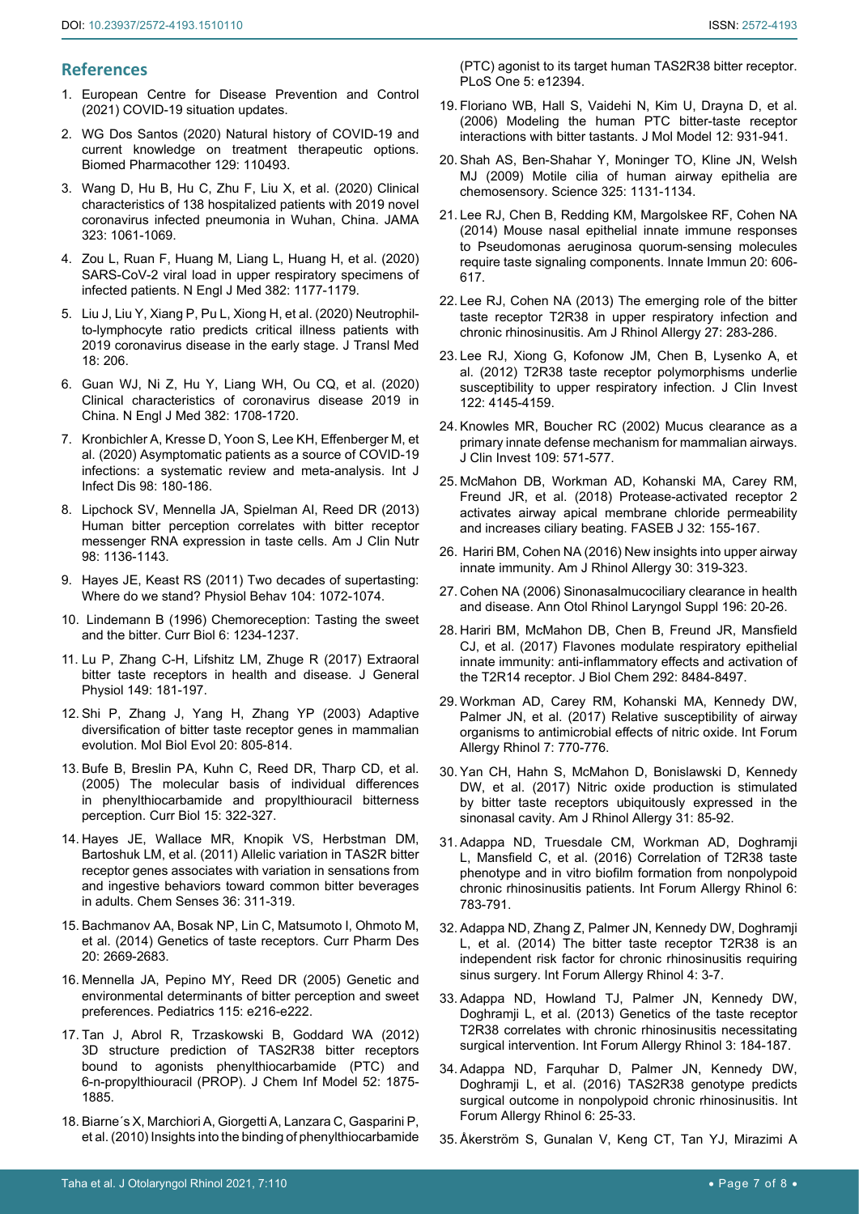## References

1. European Centre for Disease Prevention and Control (2021) COVID-19 situation updates.
2. WG Dos Santos (2020) Natural history of COVID-19 and current knowledge on treatment therapeutic options. Biomed Pharmacother 129: 110493.
3. Wang D, Hu B, Hu C, Zhu F, Liu X, et al. (2020) Clinical characteristics of 138 hospitalized patients with 2019 novel coronavirus infected pneumonia in Wuhan, China. JAMA 323: 1061-1069.
4. Zou L, Ruan F, Huang M, Liang L, Huang H, et al. (2020) SARS-CoV-2 viral load in upper respiratory specimens of infected patients. N Engl J Med 382: 1177-1179.
5. Liu J, Liu Y, Xiang P, Pu L, Xiong H, et al. (2020) Neutrophil-to-lymphocyte ratio predicts critical illness patients with 2019 coronavirus disease in the early stage. J Transl Med 18: 206.
6. Guan WJ, Ni Z, Hu Y, Liang WH, Ou CQ, et al. (2020) Clinical characteristics of coronavirus disease 2019 in China. N Engl J Med 382: 1708-1720.
7. Kronbichler A, Kresse D, Yoon S, Lee KH, Effenberger M, et al. (2020) Asymptomatic patients as a source of COVID-19 infections: a systematic review and meta-analysis. Int J Infect Dis 98: 180-186.
8. Lipchock SV, Mennella JA, Spielman AI, Reed DR (2013) Human bitter perception correlates with bitter receptor messenger RNA expression in taste cells. Am J Clin Nutr 98: 1136-1143.
9. Hayes JE, Keast RS (2011) Two decades of supertasting: Where do we stand? Physiol Behav 104: 1072-1074.
10. Lindemann B (1996) Chemoreception: Tasting the sweet and the bitter. Curr Biol 6: 1234-1237.
11. Lu P, Zhang C-H, Lifshitz LM, Zhuge R (2017) Extraoral bitter taste receptors in health and disease. J General Physiol 149: 181-197.
12. Shi P, Zhang J, Yang H, Zhang YP (2003) Adaptive diversification of bitter taste receptor genes in mammalian evolution. Mol Biol Evol 20: 805-814.
13. Bufe B, Breslin PA, Kuhn C, Reed DR, Tharp CD, et al. (2005) The molecular basis of individual differences in phenylthiocarbamide and propylthiouracil bitterness perception. Curr Biol 15: 322-327.
14. Hayes JE, Wallace MR, Knopik VS, Herbstman DM, Bartoshuk LM, et al. (2011) Allelic variation in TAS2R bitter receptor genes associates with variation in sensations from and ingestive behaviors toward common bitter beverages in adults. Chem Senses 36: 311-319.
15. Bachmanov AA, Bosak NP, Lin C, Matsumoto I, Ohmoto M, et al. (2014) Genetics of taste receptors. Curr Pharm Des 20: 2669-2683.
16. Mennella JA, Pepino MY, Reed DR (2005) Genetic and environmental determinants of bitter perception and sweet preferences. Pediatrics 115: e216-e222.
17. Tan J, Abrol R, Trzaskowski B, Goddard WA (2012) 3D structure prediction of TAS2R38 bitter receptors bound to agonists phenylthiocarbamide (PTC) and 6-n-propylthiouracil (PROP). J Chem Inf Model 52: 1875-1885.
18. Biarne´s X, Marchiori A, Giorgetti A, Lanzara C, Gasparini P, et al. (2010) Insights into the binding of phenylthiocarbamide (PTC) agonist to its target human TAS2R38 bitter receptor. PLoS One 5: e12394.
19. Floriano WB, Hall S, Vaidehi N, Kim U, Drayna D, et al. (2006) Modeling the human PTC bitter-taste receptor interactions with bitter tastants. J Mol Model 12: 931-941.
20. Shah AS, Ben-Shahar Y, Moninger TO, Kline JN, Welsh MJ (2009) Motile cilia of human airway epithelia are chemosensory. Science 325: 1131-1134.
21. Lee RJ, Chen B, Redding KM, Margolskee RF, Cohen NA (2014) Mouse nasal epithelial innate immune responses to Pseudomonas aeruginosa quorum-sensing molecules require taste signaling components. Innate Immun 20: 606-617.
22. Lee RJ, Cohen NA (2013) The emerging role of the bitter taste receptor T2R38 in upper respiratory infection and chronic rhinosinusitis. Am J Rhinol Allergy 27: 283-286.
23. Lee RJ, Xiong G, Kofonow JM, Chen B, Lysenko A, et al. (2012) T2R38 taste receptor polymorphisms underlie susceptibility to upper respiratory infection. J Clin Invest 122: 4145-4159.
24. Knowles MR, Boucher RC (2002) Mucus clearance as a primary innate defense mechanism for mammalian airways. J Clin Invest 109: 571-577.
25. McMahon DB, Workman AD, Kohanski MA, Carey RM, Freund JR, et al. (2018) Protease-activated receptor 2 activates airway apical membrane chloride permeability and increases ciliary beating. FASEB J 32: 155-167.
26. Hariri BM, Cohen NA (2016) New insights into upper airway innate immunity. Am J Rhinol Allergy 30: 319-323.
27. Cohen NA (2006) Sinonasalmucociliary clearance in health and disease. Ann Otol Rhinol Laryngol Suppl 196: 20-26.
28. Hariri BM, McMahon DB, Chen B, Freund JR, Mansfield CJ, et al. (2017) Flavones modulate respiratory epithelial innate immunity: anti-inflammatory effects and activation of the T2R14 receptor. J Biol Chem 292: 8484-8497.
29. Workman AD, Carey RM, Kohanski MA, Kennedy DW, Palmer JN, et al. (2017) Relative susceptibility of airway organisms to antimicrobial effects of nitric oxide. Int Forum Allergy Rhinol 7: 770-776.
30. Yan CH, Hahn S, McMahon D, Bonislawski D, Kennedy DW, et al. (2017) Nitric oxide production is stimulated by bitter taste receptors ubiquitously expressed in the sinonasal cavity. Am J Rhinol Allergy 31: 85-92.
31. Adappa ND, Truesdale CM, Workman AD, Doghramji L, Mansfield C, et al. (2016) Correlation of T2R38 taste phenotype and in vitro biofilm formation from nonpolypoid chronic rhinosinusitis patients. Int Forum Allergy Rhinol 6: 783-791.
32. Adappa ND, Zhang Z, Palmer JN, Kennedy DW, Doghramji L, et al. (2014) The bitter taste receptor T2R38 is an independent risk factor for chronic rhinosinusitis requiring sinus surgery. Int Forum Allergy Rhinol 4: 3-7.
33. Adappa ND, Howland TJ, Palmer JN, Kennedy DW, Doghramji L, et al. (2013) Genetics of the taste receptor T2R38 correlates with chronic rhinosinusitis necessitating surgical intervention. Int Forum Allergy Rhinol 3: 184-187.
34. Adappa ND, Farquhar D, Palmer JN, Kennedy DW, Doghramji L, et al. (2016) TAS2R38 genotype predicts surgical outcome in nonpolypoid chronic rhinosinusitis. Int Forum Allergy Rhinol 6: 25-33.
35. Åkerström S, Gunalan V, Keng CT, Tan YJ, Mirazimi A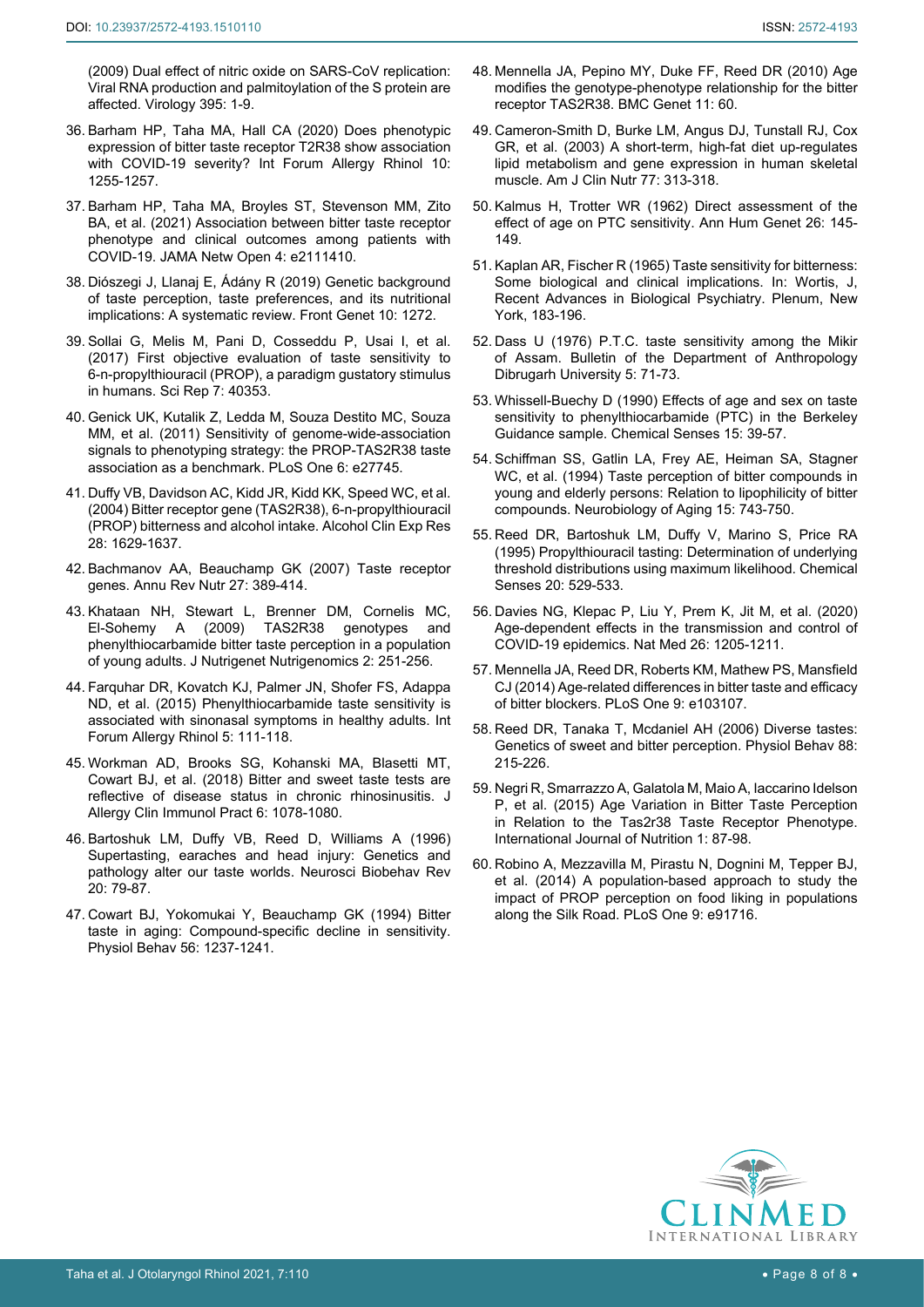(2009) Dual effect of nitric oxide on SARS-CoV replication: Viral RNA production and palmitoylation of the S protein are affected. Virology 395: 1-9.

36. Barham HP, Taha MA, Hall CA (2020) Does phenotypic expression of bitter taste receptor T2R38 show association with COVID-19 severity? Int Forum Allergy Rhinol 10: 1255-1257.
37. Barham HP, Taha MA, Broyles ST, Stevenson MM, Zito BA, et al. (2021) Association between bitter taste receptor phenotype and clinical outcomes among patients with COVID-19. JAMA Netw Open 4: e2111410.
38. Diószegi J, Llanaj E, Ádány R (2019) Genetic background of taste perception, taste preferences, and its nutritional implications: A systematic review. Front Genet 10: 1272.
39. Sollai G, Melis M, Pani D, Cosseddu P, Usai I, et al. (2017) First objective evaluation of taste sensitivity to 6-n-propylthiouracil (PROP), a paradigm gustatory stimulus in humans. Sci Rep 7: 40353.
40. Genick UK, Kutalik Z, Ledda M, Souza Destito MC, Souza MM, et al. (2011) Sensitivity of genome-wide-association signals to phenotyping strategy: the PROP-TAS2R38 taste association as a benchmark. PLoS One 6: e27745.
41. Duffy VB, Davidson AC, Kidd JR, Kidd KK, Speed WC, et al. (2004) Bitter receptor gene (TAS2R38), 6-n-propylthiouracil (PROP) bitterness and alcohol intake. Alcohol Clin Exp Res 28: 1629-1637.
42. Bachmanov AA, Beauchamp GK (2007) Taste receptor genes. Annu Rev Nutr 27: 389-414.
43. Khataan NH, Stewart L, Brenner DM, Cornelis MC, El-Sohemy A (2009) TAS2R38 genotypes and phenylthiocarbamide bitter taste perception in a population of young adults. J Nutrigenet Nutrigenomics 2: 251-256.
44. Farquhar DR, Kovatch KJ, Palmer JN, Shofer FS, Adappa ND, et al. (2015) Phenylthiocarbamide taste sensitivity is associated with sinonasal symptoms in healthy adults. Int Forum Allergy Rhinol 5: 111-118.
45. Workman AD, Brooks SG, Kohanski MA, Blasetti MT, Cowart BJ, et al. (2018) Bitter and sweet taste tests are reflective of disease status in chronic rhinosinusitis. J Allergy Clin Immunol Pract 6: 1078-1080.
46. Bartoshuk LM, Duffy VB, Reed D, Williams A (1996) Supertasting, earaches and head injury: Genetics and pathology alter our taste worlds. Neurosci Biobehav Rev 20: 79-87.
47. Cowart BJ, Yokomukai Y, Beauchamp GK (1994) Bitter taste in aging: Compound-specific decline in sensitivity. Physiol Behav 56: 1237-1241.
48. Mennella JA, Pepino MY, Duke FF, Reed DR (2010) Age modifies the genotype-phenotype relationship for the bitter receptor TAS2R38. BMC Genet 11: 60.
49. Cameron-Smith D, Burke LM, Angus DJ, Tunstall RJ, Cox GR, et al. (2003) A short-term, high-fat diet up-regulates lipid metabolism and gene expression in human skeletal muscle. Am J Clin Nutr 77: 313-318.
50. Kalmus H, Trotter WR (1962) Direct assessment of the effect of age on PTC sensitivity. Ann Hum Genet 26: 145-149.
51. Kaplan AR, Fischer R (1965) Taste sensitivity for bitterness: Some biological and clinical implications. In: Wortis, J, Recent Advances in Biological Psychiatry. Plenum, New York, 183-196.
52. Dass U (1976) P.T.C. taste sensitivity among the Mikir of Assam. Bulletin of the Department of Anthropology Dibrugarh University 5: 71-73.
53. Whissell-Buechy D (1990) Effects of age and sex on taste sensitivity to phenylthiocarbamide (PTC) in the Berkeley Guidance sample. Chemical Senses 15: 39-57.
54. Schiffman SS, Gatlin LA, Frey AE, Heiman SA, Stagner WC, et al. (1994) Taste perception of bitter compounds in young and elderly persons: Relation to lipophilicity of bitter compounds. Neurobiology of Aging 15: 743-750.
55. Reed DR, Bartoshuk LM, Duffy V, Marino S, Price RA (1995) Propylthiouracil tasting: Determination of underlying threshold distributions using maximum likelihood. Chemical Senses 20: 529-533.
56. Davies NG, Klepac P, Liu Y, Prem K, Jit M, et al. (2020) Age-dependent effects in the transmission and control of COVID-19 epidemics. Nat Med 26: 1205-1211.
57. Mennella JA, Reed DR, Roberts KM, Mathew PS, Mansfield CJ (2014) Age-related differences in bitter taste and efficacy of bitter blockers. PLoS One 9: e103107.
58. Reed DR, Tanaka T, Mcdaniel AH (2006) Diverse tastes: Genetics of sweet and bitter perception. Physiol Behav 88: 215-226.
59. Negri R, Smarrazzo A, Galatola M, Maio A, Iaccarino Idelson P, et al. (2015) Age Variation in Bitter Taste Perception in Relation to the Tas2r38 Taste Receptor Phenotype. International Journal of Nutrition 1: 87-98.
60. Robino A, Mezzavilla M, Pirastu N, Dognini M, Tepper BJ, et al. (2014) A population-based approach to study the impact of PROP perception on food liking in populations along the Silk Road. PLoS One 9: e91716.